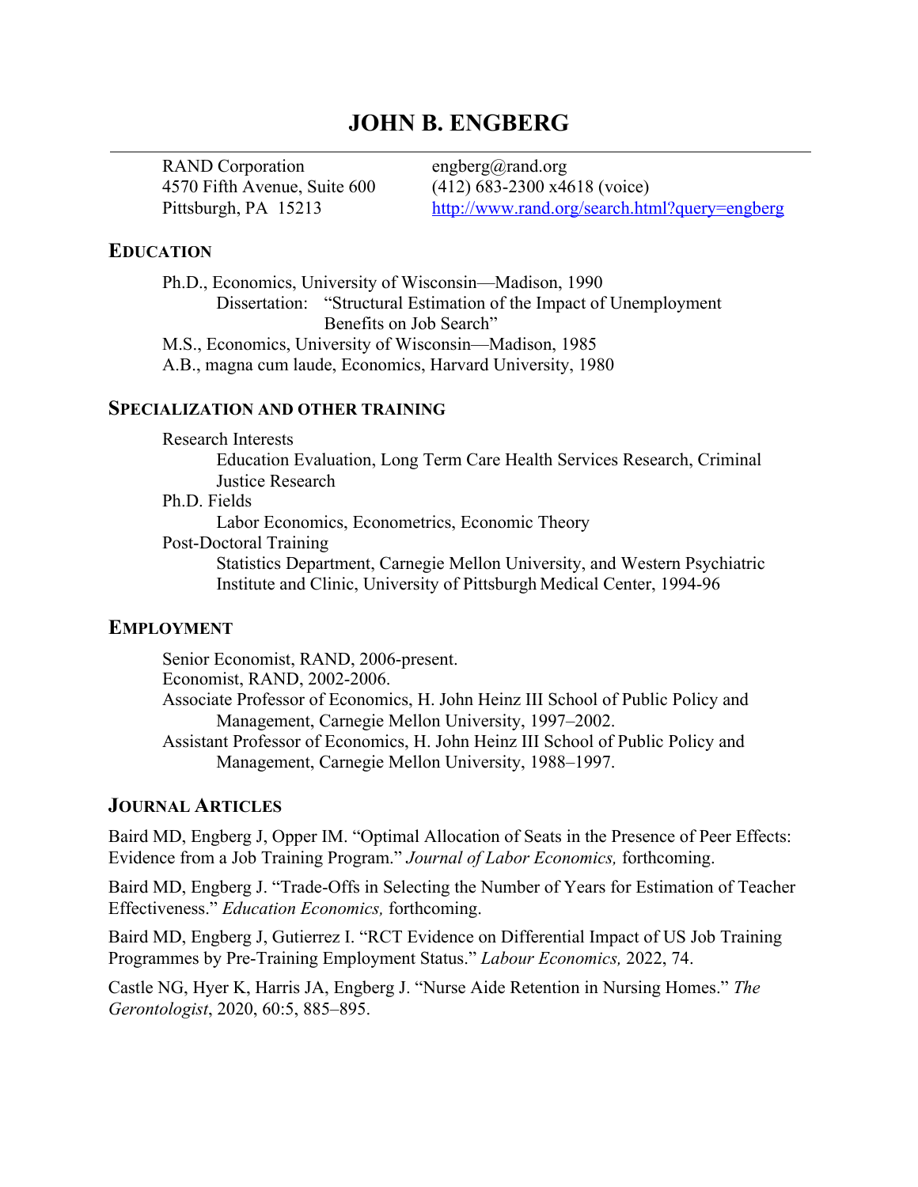# JOHN B. ENGBERG

RAND Corporation
4570 Fifth Avenue, Suite 600
Pittsburgh, PA 15213

engberg@rand.org
(412) 683-2300 x4618 (voice)
[http://www.rand.org/search.html?query=engberg](http://www.rand.org/search.html?query=engberg)

## EDUCATION

Ph.D., Economics, University of Wisconsin—Madison, 1990
  Dissertation: "Structural Estimation of the Impact of Unemployment Benefits on Job Search"
M.S., Economics, University of Wisconsin—Madison, 1985
A.B., magna cum laude, Economics, Harvard University, 1980

## SPECIALIZATION AND OTHER TRAINING

Research Interests
  Education Evaluation, Long Term Care Health Services Research, Criminal Justice Research
Ph.D. Fields
  Labor Economics, Econometrics, Economic Theory
Post-Doctoral Training
  Statistics Department, Carnegie Mellon University, and Western Psychiatric Institute and Clinic, University of Pittsburgh Medical Center, 1994-96

## EMPLOYMENT

Senior Economist, RAND, 2006-present.
Economist, RAND, 2002-2006.
Associate Professor of Economics, H. John Heinz III School of Public Policy and Management, Carnegie Mellon University, 1997–2002.
Assistant Professor of Economics, H. John Heinz III School of Public Policy and Management, Carnegie Mellon University, 1988–1997.

## JOURNAL ARTICLES

Baird MD, Engberg J, Opper IM. "Optimal Allocation of Seats in the Presence of Peer Effects: Evidence from a Job Training Program." *Journal of Labor Economics,* forthcoming.

Baird MD, Engberg J. "Trade-Offs in Selecting the Number of Years for Estimation of Teacher Effectiveness." *Education Economics,* forthcoming.

Baird MD, Engberg J, Gutierrez I. "RCT Evidence on Differential Impact of US Job Training Programmes by Pre-Training Employment Status." *Labour Economics,* 2022, 74.

Castle NG, Hyer K, Harris JA, Engberg J. "Nurse Aide Retention in Nursing Homes." *The Gerontologist*, 2020, 60:5, 885–895.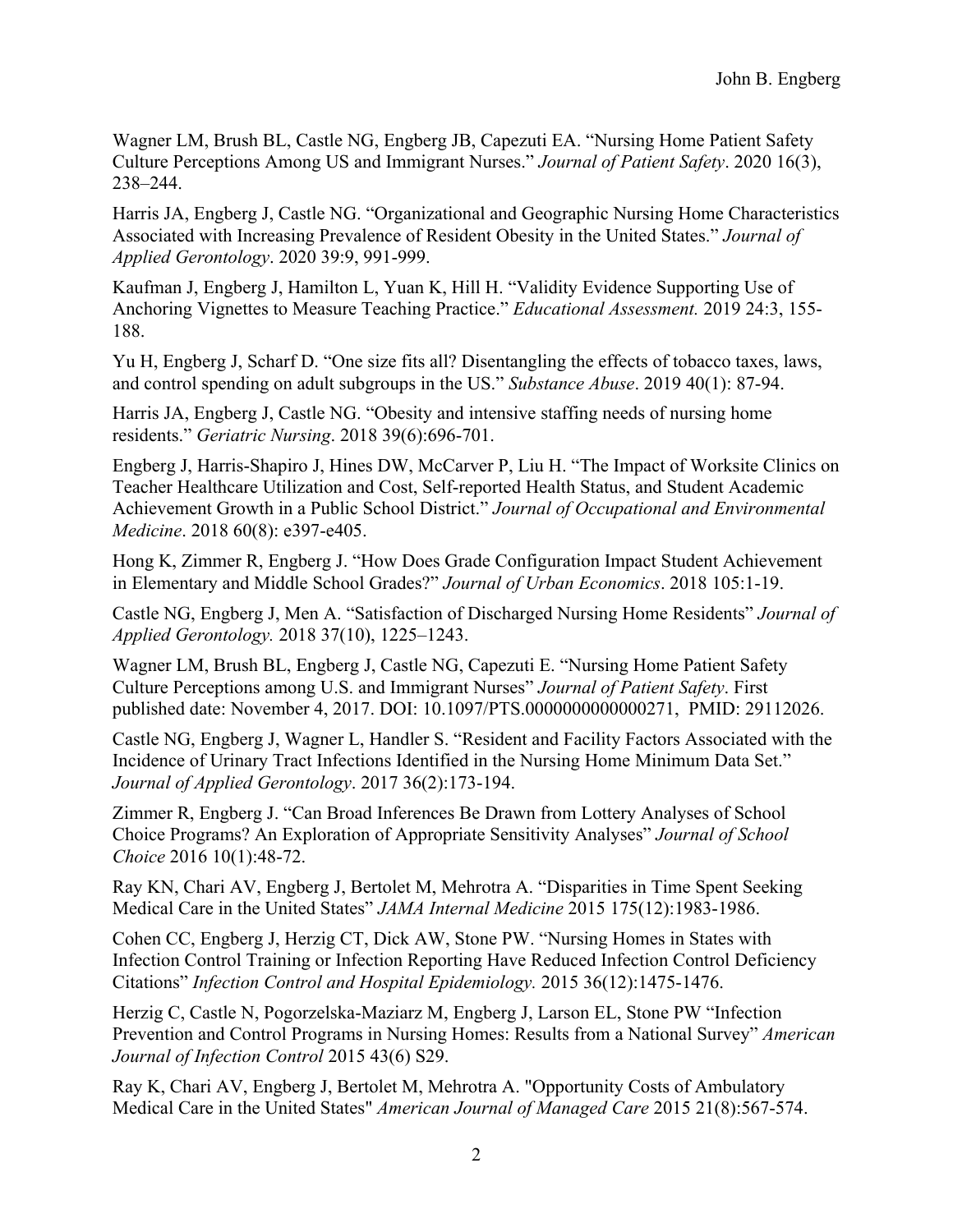Wagner LM, Brush BL, Castle NG, Engberg JB, Capezuti EA. "Nursing Home Patient Safety Culture Perceptions Among US and Immigrant Nurses." *Journal of Patient Safety*. 2020 16(3), 238–244.

Harris JA, Engberg J, Castle NG. "Organizational and Geographic Nursing Home Characteristics Associated with Increasing Prevalence of Resident Obesity in the United States." *Journal of Applied Gerontology*. 2020 39:9, 991-999.

Kaufman J, Engberg J, Hamilton L, Yuan K, Hill H. "Validity Evidence Supporting Use of Anchoring Vignettes to Measure Teaching Practice." *Educational Assessment.* 2019 24:3, 155-188.

Yu H, Engberg J, Scharf D. "One size fits all? Disentangling the effects of tobacco taxes, laws, and control spending on adult subgroups in the US." *Substance Abuse*. 2019 40(1): 87-94.

Harris JA, Engberg J, Castle NG. "Obesity and intensive staffing needs of nursing home residents." *Geriatric Nursing*. 2018 39(6):696-701.

Engberg J, Harris-Shapiro J, Hines DW, McCarver P, Liu H. "The Impact of Worksite Clinics on Teacher Healthcare Utilization and Cost, Self-reported Health Status, and Student Academic Achievement Growth in a Public School District." *Journal of Occupational and Environmental Medicine*. 2018 60(8): e397-e405.

Hong K, Zimmer R, Engberg J. "How Does Grade Configuration Impact Student Achievement in Elementary and Middle School Grades?" *Journal of Urban Economics*. 2018 105:1-19.

Castle NG, Engberg J, Men A. "Satisfaction of Discharged Nursing Home Residents" *Journal of Applied Gerontology.* 2018 37(10), 1225–1243.

Wagner LM, Brush BL, Engberg J, Castle NG, Capezuti E. "Nursing Home Patient Safety Culture Perceptions among U.S. and Immigrant Nurses" *Journal of Patient Safety*. First published date: November 4, 2017. DOI: 10.1097/PTS.0000000000000271, PMID: 29112026.

Castle NG, Engberg J, Wagner L, Handler S. "Resident and Facility Factors Associated with the Incidence of Urinary Tract Infections Identified in the Nursing Home Minimum Data Set." *Journal of Applied Gerontology*. 2017 36(2):173-194.

Zimmer R, Engberg J. "Can Broad Inferences Be Drawn from Lottery Analyses of School Choice Programs? An Exploration of Appropriate Sensitivity Analyses" *Journal of School Choice* 2016 10(1):48-72.

Ray KN, Chari AV, Engberg J, Bertolet M, Mehrotra A. "Disparities in Time Spent Seeking Medical Care in the United States" *JAMA Internal Medicine* 2015 175(12):1983-1986.

Cohen CC, Engberg J, Herzig CT, Dick AW, Stone PW. "Nursing Homes in States with Infection Control Training or Infection Reporting Have Reduced Infection Control Deficiency Citations" *Infection Control and Hospital Epidemiology.* 2015 36(12):1475-1476.

Herzig C, Castle N, Pogorzelska-Maziarz M, Engberg J, Larson EL, Stone PW "Infection Prevention and Control Programs in Nursing Homes: Results from a National Survey" *American Journal of Infection Control* 2015 43(6) S29.

Ray K, Chari AV, Engberg J, Bertolet M, Mehrotra A. "Opportunity Costs of Ambulatory Medical Care in the United States" *American Journal of Managed Care* 2015 21(8):567-574.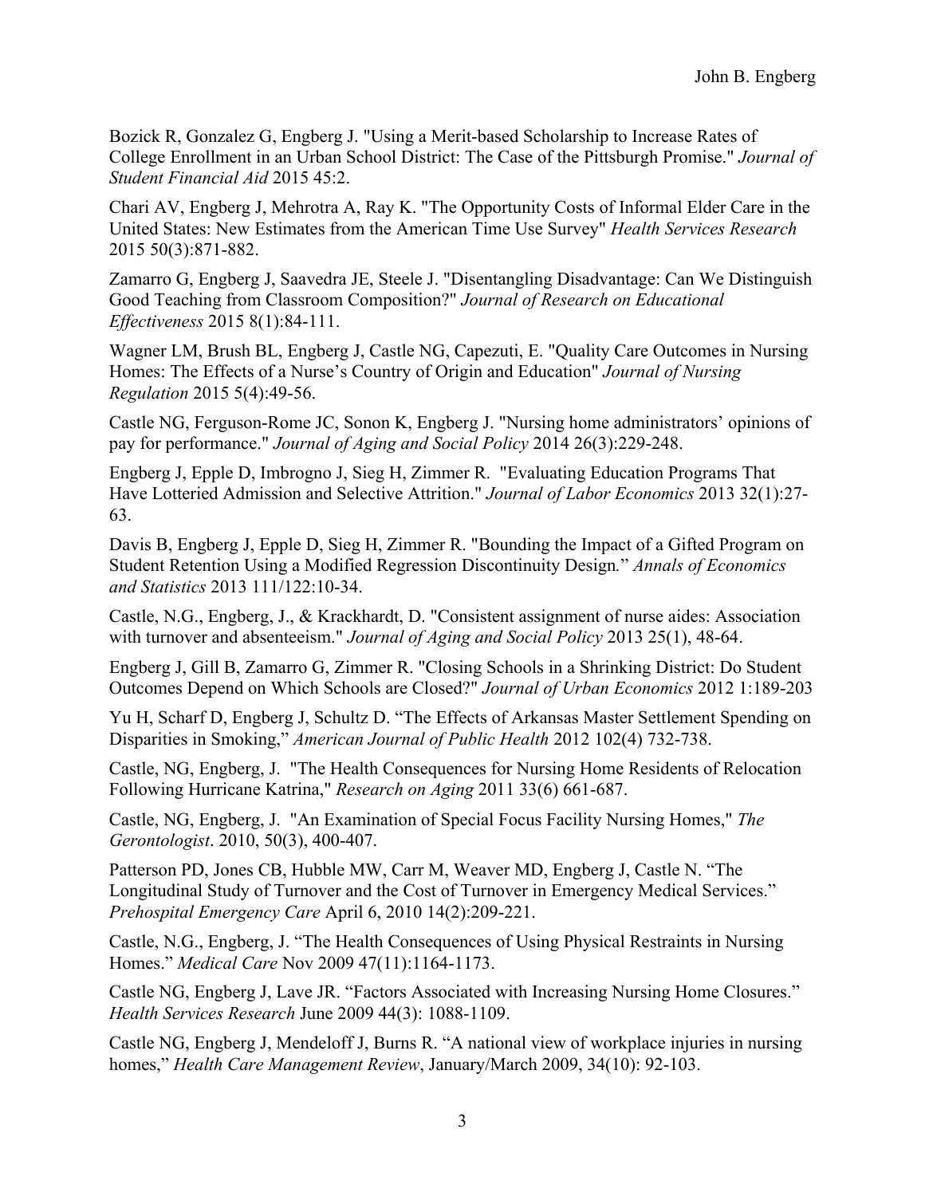Bozick R, Gonzalez G, Engberg J. "Using a Merit-based Scholarship to Increase Rates of College Enrollment in an Urban School District: The Case of the Pittsburgh Promise." *Journal of Student Financial Aid* 2015 45:2.

Chari AV, Engberg J, Mehrotra A, Ray K. "The Opportunity Costs of Informal Elder Care in the United States: New Estimates from the American Time Use Survey" *Health Services Research* 2015 50(3):871-882.

Zamarro G, Engberg J, Saavedra JE, Steele J. "Disentangling Disadvantage: Can We Distinguish Good Teaching from Classroom Composition?" *Journal of Research on Educational Effectiveness* 2015 8(1):84-111.

Wagner LM, Brush BL, Engberg J, Castle NG, Capezuti, E. "Quality Care Outcomes in Nursing Homes: The Effects of a Nurse's Country of Origin and Education" *Journal of Nursing Regulation* 2015 5(4):49-56.

Castle NG, Ferguson-Rome JC, Sonon K, Engberg J. "Nursing home administrators' opinions of pay for performance." *Journal of Aging and Social Policy* 2014 26(3):229-248.

Engberg J, Epple D, Imbrogno J, Sieg H, Zimmer R. "Evaluating Education Programs That Have Lotteried Admission and Selective Attrition." *Journal of Labor Economics* 2013 32(1):27-63.

Davis B, Engberg J, Epple D, Sieg H, Zimmer R. "Bounding the Impact of a Gifted Program on Student Retention Using a Modified Regression Discontinuity Design." *Annals of Economics and Statistics* 2013 111/122:10-34.

Castle, N.G., Engberg, J., & Krackhardt, D. "Consistent assignment of nurse aides: Association with turnover and absenteeism." *Journal of Aging and Social Policy* 2013 25(1), 48-64.

Engberg J, Gill B, Zamarro G, Zimmer R. "Closing Schools in a Shrinking District: Do Student Outcomes Depend on Which Schools are Closed?" *Journal of Urban Economics* 2012 1:189-203

Yu H, Scharf D, Engberg J, Schultz D. "The Effects of Arkansas Master Settlement Spending on Disparities in Smoking," *American Journal of Public Health* 2012 102(4) 732-738.

Castle, NG, Engberg, J. "The Health Consequences for Nursing Home Residents of Relocation Following Hurricane Katrina," *Research on Aging* 2011 33(6) 661-687.

Castle, NG, Engberg, J. "An Examination of Special Focus Facility Nursing Homes," *The Gerontologist*. 2010, 50(3), 400-407.

Patterson PD, Jones CB, Hubble MW, Carr M, Weaver MD, Engberg J, Castle N. "The Longitudinal Study of Turnover and the Cost of Turnover in Emergency Medical Services." *Prehospital Emergency Care* April 6, 2010 14(2):209-221.

Castle, N.G., Engberg, J. "The Health Consequences of Using Physical Restraints in Nursing Homes." *Medical Care* Nov 2009 47(11):1164-1173.

Castle NG, Engberg J, Lave JR. "Factors Associated with Increasing Nursing Home Closures." *Health Services Research* June 2009 44(3): 1088-1109.

Castle NG, Engberg J, Mendeloff J, Burns R. "A national view of workplace injuries in nursing homes," *Health Care Management Review*, January/March 2009, 34(10): 92-103.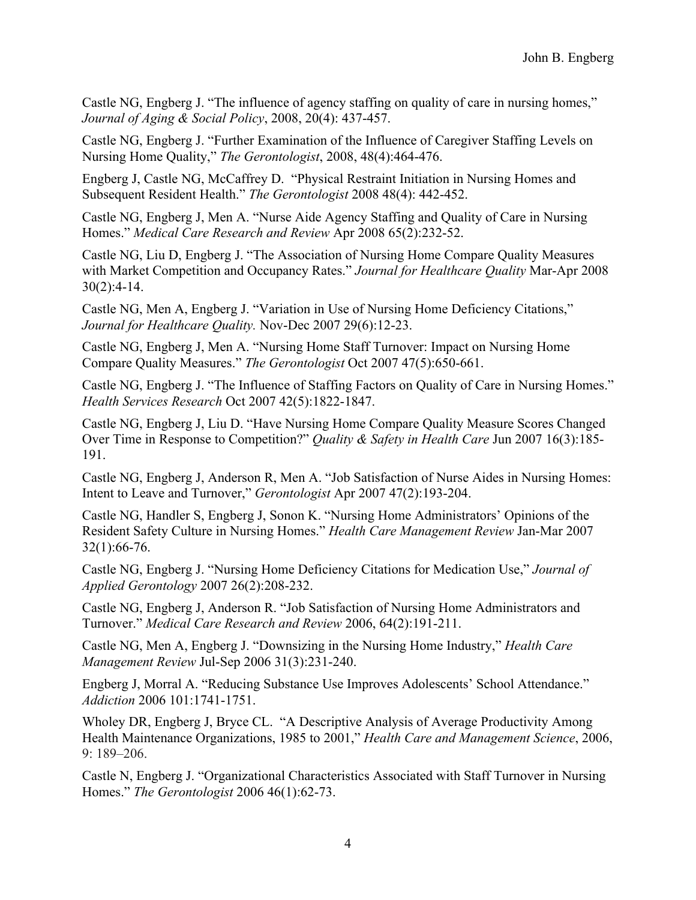Castle NG, Engberg J. "The influence of agency staffing on quality of care in nursing homes," *Journal of Aging & Social Policy*, 2008, 20(4): 437-457.

Castle NG, Engberg J. "Further Examination of the Influence of Caregiver Staffing Levels on Nursing Home Quality," *The Gerontologist*, 2008, 48(4):464-476.

Engberg J, Castle NG, McCaffrey D. "Physical Restraint Initiation in Nursing Homes and Subsequent Resident Health." *The Gerontologist* 2008 48(4): 442-452.

Castle NG, Engberg J, Men A. "Nurse Aide Agency Staffing and Quality of Care in Nursing Homes." *Medical Care Research and Review* Apr 2008 65(2):232-52.

Castle NG, Liu D, Engberg J. "The Association of Nursing Home Compare Quality Measures with Market Competition and Occupancy Rates." *Journal for Healthcare Quality* Mar-Apr 2008 30(2):4-14.

Castle NG, Men A, Engberg J. "Variation in Use of Nursing Home Deficiency Citations," *Journal for Healthcare Quality.* Nov-Dec 2007 29(6):12-23.

Castle NG, Engberg J, Men A. "Nursing Home Staff Turnover: Impact on Nursing Home Compare Quality Measures." *The Gerontologist* Oct 2007 47(5):650-661.

Castle NG, Engberg J. "The Influence of Staffing Factors on Quality of Care in Nursing Homes." *Health Services Research* Oct 2007 42(5):1822-1847.

Castle NG, Engberg J, Liu D. "Have Nursing Home Compare Quality Measure Scores Changed Over Time in Response to Competition?" *Quality & Safety in Health Care* Jun 2007 16(3):185-191.

Castle NG, Engberg J, Anderson R, Men A. "Job Satisfaction of Nurse Aides in Nursing Homes: Intent to Leave and Turnover," *Gerontologist* Apr 2007 47(2):193-204.

Castle NG, Handler S, Engberg J, Sonon K. "Nursing Home Administrators' Opinions of the Resident Safety Culture in Nursing Homes." *Health Care Management Review* Jan-Mar 2007 32(1):66-76.

Castle NG, Engberg J. "Nursing Home Deficiency Citations for Medication Use," *Journal of Applied Gerontology* 2007 26(2):208-232.

Castle NG, Engberg J, Anderson R. "Job Satisfaction of Nursing Home Administrators and Turnover." *Medical Care Research and Review* 2006, 64(2):191-211.

Castle NG, Men A, Engberg J. "Downsizing in the Nursing Home Industry," *Health Care Management Review* Jul-Sep 2006 31(3):231-240.

Engberg J, Morral A. "Reducing Substance Use Improves Adolescents' School Attendance." *Addiction* 2006 101:1741-1751.

Wholey DR, Engberg J, Bryce CL. "A Descriptive Analysis of Average Productivity Among Health Maintenance Organizations, 1985 to 2001," *Health Care and Management Science*, 2006, 9: 189–206.

Castle N, Engberg J. "Organizational Characteristics Associated with Staff Turnover in Nursing Homes." *The Gerontologist* 2006 46(1):62-73.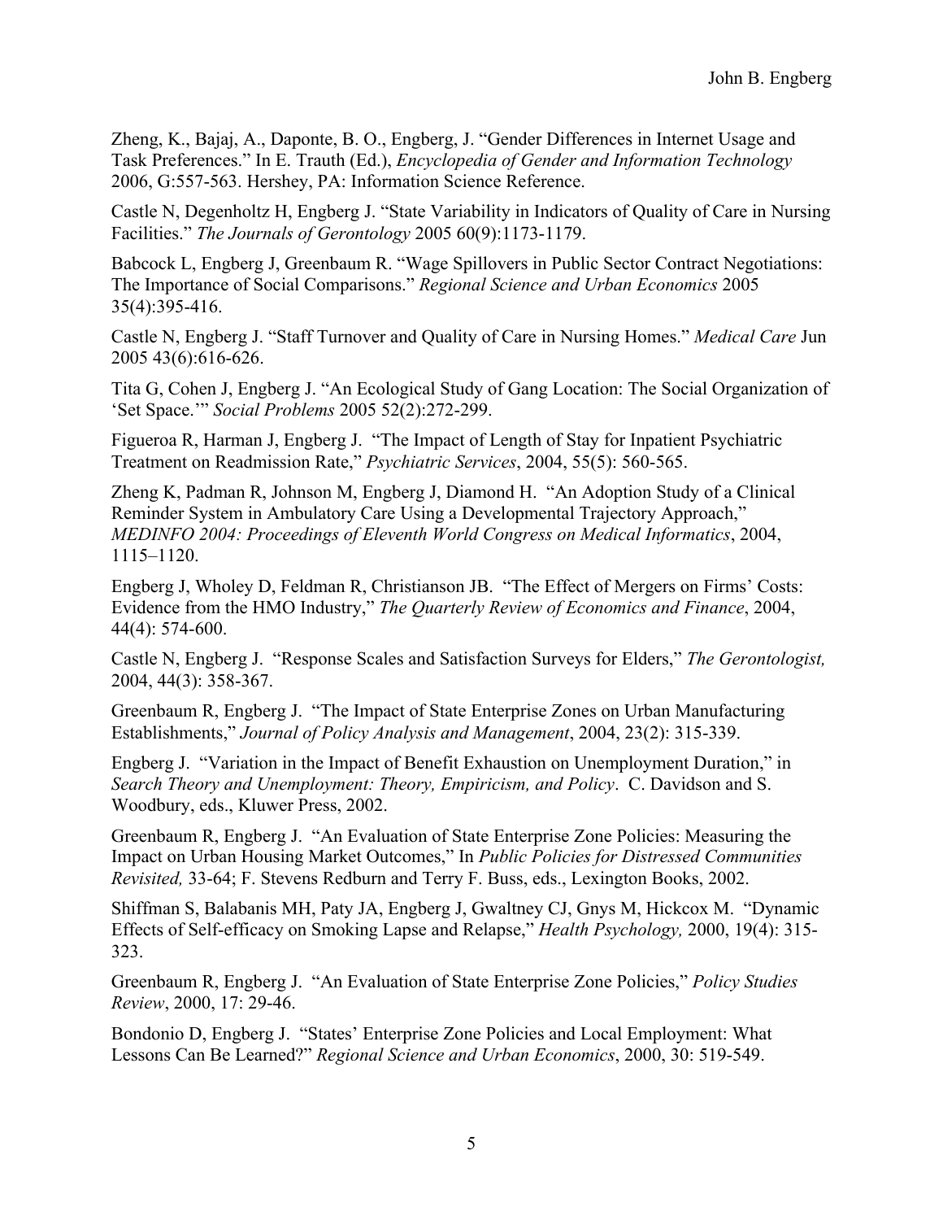Zheng, K., Bajaj, A., Daponte, B. O., Engberg, J. "Gender Differences in Internet Usage and Task Preferences." In E. Trauth (Ed.), *Encyclopedia of Gender and Information Technology* 2006, G:557-563. Hershey, PA: Information Science Reference.

Castle N, Degenholtz H, Engberg J. "State Variability in Indicators of Quality of Care in Nursing Facilities." *The Journals of Gerontology* 2005 60(9):1173-1179.

Babcock L, Engberg J, Greenbaum R. "Wage Spillovers in Public Sector Contract Negotiations: The Importance of Social Comparisons." *Regional Science and Urban Economics* 2005 35(4):395-416.

Castle N, Engberg J. "Staff Turnover and Quality of Care in Nursing Homes." *Medical Care* Jun 2005 43(6):616-626.

Tita G, Cohen J, Engberg J. "An Ecological Study of Gang Location: The Social Organization of 'Set Space.'" *Social Problems* 2005 52(2):272-299.

Figueroa R, Harman J, Engberg J. "The Impact of Length of Stay for Inpatient Psychiatric Treatment on Readmission Rate," *Psychiatric Services*, 2004, 55(5): 560-565.

Zheng K, Padman R, Johnson M, Engberg J, Diamond H. "An Adoption Study of a Clinical Reminder System in Ambulatory Care Using a Developmental Trajectory Approach," *MEDINFO 2004: Proceedings of Eleventh World Congress on Medical Informatics*, 2004, 1115–1120.

Engberg J, Wholey D, Feldman R, Christianson JB. "The Effect of Mergers on Firms' Costs: Evidence from the HMO Industry," *The Quarterly Review of Economics and Finance*, 2004, 44(4): 574-600.

Castle N, Engberg J. "Response Scales and Satisfaction Surveys for Elders," *The Gerontologist,* 2004, 44(3): 358-367.

Greenbaum R, Engberg J. "The Impact of State Enterprise Zones on Urban Manufacturing Establishments," *Journal of Policy Analysis and Management*, 2004, 23(2): 315-339.

Engberg J. "Variation in the Impact of Benefit Exhaustion on Unemployment Duration," in *Search Theory and Unemployment: Theory, Empiricism, and Policy*. C. Davidson and S. Woodbury, eds., Kluwer Press, 2002.

Greenbaum R, Engberg J. "An Evaluation of State Enterprise Zone Policies: Measuring the Impact on Urban Housing Market Outcomes," In *Public Policies for Distressed Communities Revisited,* 33-64; F. Stevens Redburn and Terry F. Buss, eds., Lexington Books, 2002.

Shiffman S, Balabanis MH, Paty JA, Engberg J, Gwaltney CJ, Gnys M, Hickcox M. "Dynamic Effects of Self-efficacy on Smoking Lapse and Relapse," *Health Psychology,* 2000, 19(4): 315-323.

Greenbaum R, Engberg J. "An Evaluation of State Enterprise Zone Policies," *Policy Studies Review*, 2000, 17: 29-46.

Bondonio D, Engberg J. "States' Enterprise Zone Policies and Local Employment: What Lessons Can Be Learned?" *Regional Science and Urban Economics*, 2000, 30: 519-549.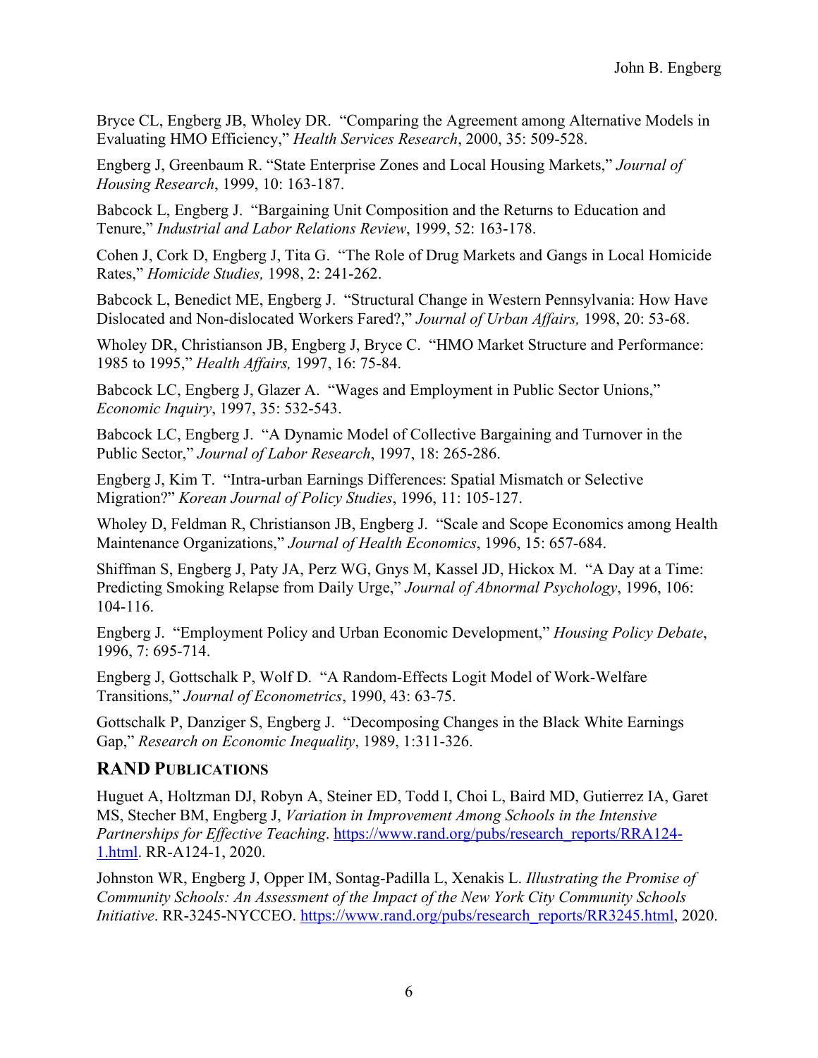Bryce CL, Engberg JB, Wholey DR. "Comparing the Agreement among Alternative Models in Evaluating HMO Efficiency," *Health Services Research*, 2000, 35: 509-528.

Engberg J, Greenbaum R. "State Enterprise Zones and Local Housing Markets," *Journal of Housing Research*, 1999, 10: 163-187.

Babcock L, Engberg J. "Bargaining Unit Composition and the Returns to Education and Tenure," *Industrial and Labor Relations Review*, 1999, 52: 163-178.

Cohen J, Cork D, Engberg J, Tita G. "The Role of Drug Markets and Gangs in Local Homicide Rates," *Homicide Studies,* 1998, 2: 241-262.

Babcock L, Benedict ME, Engberg J. "Structural Change in Western Pennsylvania: How Have Dislocated and Non-dislocated Workers Fared?," *Journal of Urban Affairs,* 1998, 20: 53-68.

Wholey DR, Christianson JB, Engberg J, Bryce C. "HMO Market Structure and Performance: 1985 to 1995," *Health Affairs,* 1997, 16: 75-84.

Babcock LC, Engberg J, Glazer A. "Wages and Employment in Public Sector Unions," *Economic Inquiry*, 1997, 35: 532-543.

Babcock LC, Engberg J. "A Dynamic Model of Collective Bargaining and Turnover in the Public Sector," *Journal of Labor Research*, 1997, 18: 265-286.

Engberg J, Kim T. "Intra-urban Earnings Differences: Spatial Mismatch or Selective Migration?" *Korean Journal of Policy Studies*, 1996, 11: 105-127.

Wholey D, Feldman R, Christianson JB, Engberg J. "Scale and Scope Economics among Health Maintenance Organizations," *Journal of Health Economics*, 1996, 15: 657-684.

Shiffman S, Engberg J, Paty JA, Perz WG, Gnys M, Kassel JD, Hickox M. "A Day at a Time: Predicting Smoking Relapse from Daily Urge," *Journal of Abnormal Psychology*, 1996, 106: 104-116.

Engberg J. "Employment Policy and Urban Economic Development," *Housing Policy Debate*, 1996, 7: 695-714.

Engberg J, Gottschalk P, Wolf D. "A Random-Effects Logit Model of Work-Welfare Transitions," *Journal of Econometrics*, 1990, 43: 63-75.

Gottschalk P, Danziger S, Engberg J. "Decomposing Changes in the Black White Earnings Gap," *Research on Economic Inequality*, 1989, 1:311-326.

## RAND Publications

Huguet A, Holtzman DJ, Robyn A, Steiner ED, Todd I, Choi L, Baird MD, Gutierrez IA, Garet MS, Stecher BM, Engberg J, *Variation in Improvement Among Schools in the Intensive Partnerships for Effective Teaching*. https://www.rand.org/pubs/research_reports/RRA124-1.html. RR-A124-1, 2020.

Johnston WR, Engberg J, Opper IM, Sontag-Padilla L, Xenakis L. *Illustrating the Promise of Community Schools: An Assessment of the Impact of the New York City Community Schools Initiative*. RR-3245-NYCCEO. https://www.rand.org/pubs/research_reports/RR3245.html, 2020.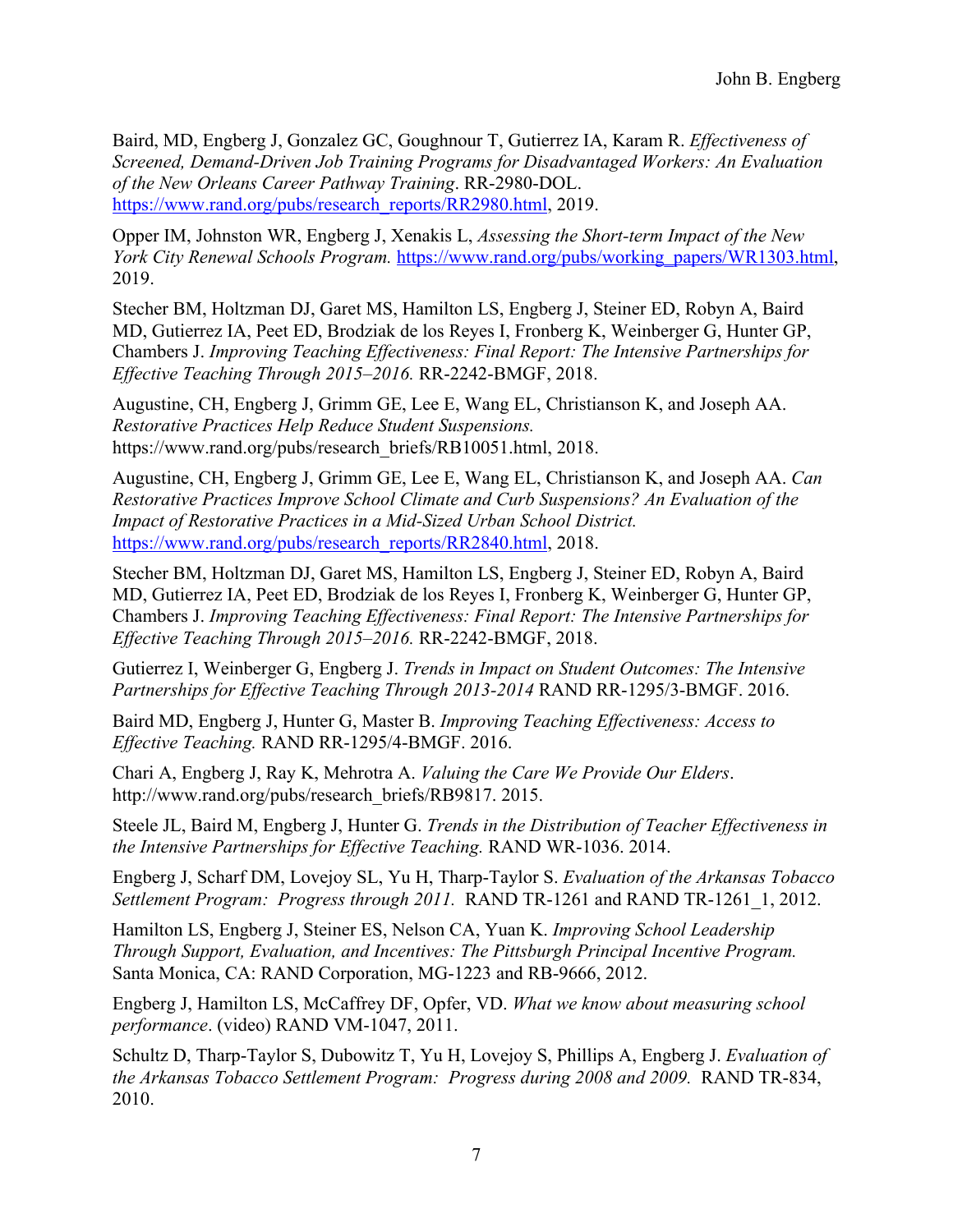Baird, MD, Engberg J, Gonzalez GC, Goughnour T, Gutierrez IA, Karam R. *Effectiveness of Screened, Demand-Driven Job Training Programs for Disadvantaged Workers: An Evaluation of the New Orleans Career Pathway Training*. RR-2980-DOL. https://www.rand.org/pubs/research_reports/RR2980.html, 2019.

Opper IM, Johnston WR, Engberg J, Xenakis L, *Assessing the Short-term Impact of the New York City Renewal Schools Program.* https://www.rand.org/pubs/working_papers/WR1303.html, 2019.

Stecher BM, Holtzman DJ, Garet MS, Hamilton LS, Engberg J, Steiner ED, Robyn A, Baird MD, Gutierrez IA, Peet ED, Brodziak de los Reyes I, Fronberg K, Weinberger G, Hunter GP, Chambers J. *Improving Teaching Effectiveness: Final Report: The Intensive Partnerships for Effective Teaching Through 2015–2016.* RR-2242-BMGF, 2018.

Augustine, CH, Engberg J, Grimm GE, Lee E, Wang EL, Christianson K, and Joseph AA. *Restorative Practices Help Reduce Student Suspensions.* https://www.rand.org/pubs/research_briefs/RB10051.html, 2018.

Augustine, CH, Engberg J, Grimm GE, Lee E, Wang EL, Christianson K, and Joseph AA. *Can Restorative Practices Improve School Climate and Curb Suspensions? An Evaluation of the Impact of Restorative Practices in a Mid-Sized Urban School District.* https://www.rand.org/pubs/research_reports/RR2840.html, 2018.

Stecher BM, Holtzman DJ, Garet MS, Hamilton LS, Engberg J, Steiner ED, Robyn A, Baird MD, Gutierrez IA, Peet ED, Brodziak de los Reyes I, Fronberg K, Weinberger G, Hunter GP, Chambers J. *Improving Teaching Effectiveness: Final Report: The Intensive Partnerships for Effective Teaching Through 2015–2016.* RR-2242-BMGF, 2018.

Gutierrez I, Weinberger G, Engberg J. *Trends in Impact on Student Outcomes: The Intensive Partnerships for Effective Teaching Through 2013-2014* RAND RR-1295/3-BMGF. 2016.

Baird MD, Engberg J, Hunter G, Master B. *Improving Teaching Effectiveness: Access to Effective Teaching.* RAND RR-1295/4-BMGF. 2016.

Chari A, Engberg J, Ray K, Mehrotra A. *Valuing the Care We Provide Our Elders*. http://www.rand.org/pubs/research_briefs/RB9817. 2015.

Steele JL, Baird M, Engberg J, Hunter G. *Trends in the Distribution of Teacher Effectiveness in the Intensive Partnerships for Effective Teaching.* RAND WR-1036. 2014.

Engberg J, Scharf DM, Lovejoy SL, Yu H, Tharp-Taylor S. *Evaluation of the Arkansas Tobacco Settlement Program: Progress through 2011.* RAND TR-1261 and RAND TR-1261_1, 2012.

Hamilton LS, Engberg J, Steiner ES, Nelson CA, Yuan K. *Improving School Leadership Through Support, Evaluation, and Incentives: The Pittsburgh Principal Incentive Program.* Santa Monica, CA: RAND Corporation, MG-1223 and RB-9666, 2012.

Engberg J, Hamilton LS, McCaffrey DF, Opfer, VD. *What we know about measuring school performance*. (video) RAND VM-1047, 2011.

Schultz D, Tharp-Taylor S, Dubowitz T, Yu H, Lovejoy S, Phillips A, Engberg J. *Evaluation of the Arkansas Tobacco Settlement Program: Progress during 2008 and 2009.* RAND TR-834, 2010.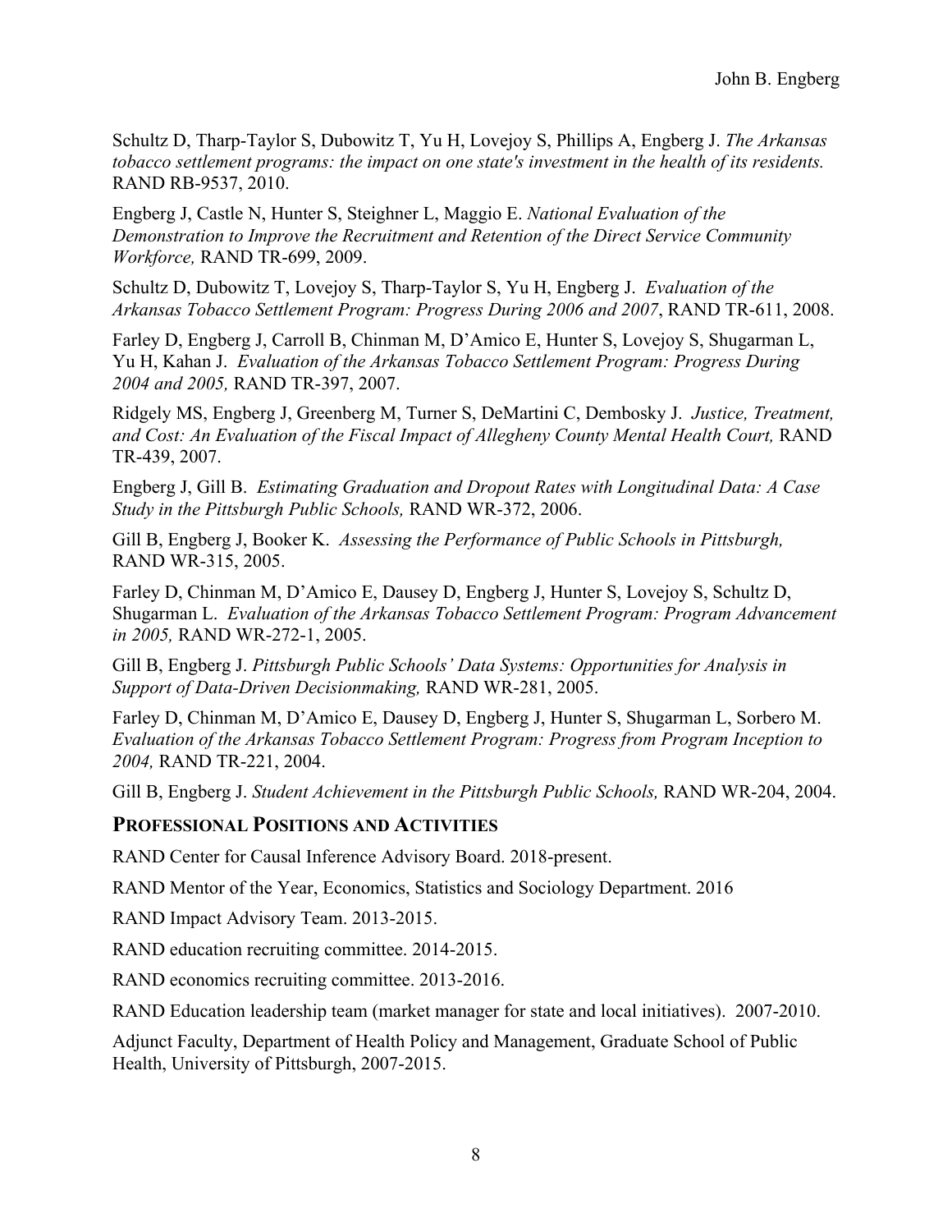Schultz D, Tharp-Taylor S, Dubowitz T, Yu H, Lovejoy S, Phillips A, Engberg J. *The Arkansas tobacco settlement programs: the impact on one state's investment in the health of its residents.* RAND RB-9537, 2010.

Engberg J, Castle N, Hunter S, Steighner L, Maggio E. *National Evaluation of the Demonstration to Improve the Recruitment and Retention of the Direct Service Community Workforce,* RAND TR-699, 2009.

Schultz D, Dubowitz T, Lovejoy S, Tharp-Taylor S, Yu H, Engberg J. *Evaluation of the Arkansas Tobacco Settlement Program: Progress During 2006 and 2007*, RAND TR-611, 2008.

Farley D, Engberg J, Carroll B, Chinman M, D'Amico E, Hunter S, Lovejoy S, Shugarman L, Yu H, Kahan J. *Evaluation of the Arkansas Tobacco Settlement Program: Progress During 2004 and 2005,* RAND TR-397, 2007.

Ridgely MS, Engberg J, Greenberg M, Turner S, DeMartini C, Dembosky J. *Justice, Treatment, and Cost: An Evaluation of the Fiscal Impact of Allegheny County Mental Health Court,* RAND TR-439, 2007.

Engberg J, Gill B. *Estimating Graduation and Dropout Rates with Longitudinal Data: A Case Study in the Pittsburgh Public Schools,* RAND WR-372, 2006.

Gill B, Engberg J, Booker K. *Assessing the Performance of Public Schools in Pittsburgh,* RAND WR-315, 2005.

Farley D, Chinman M, D'Amico E, Dausey D, Engberg J, Hunter S, Lovejoy S, Schultz D, Shugarman L. *Evaluation of the Arkansas Tobacco Settlement Program: Program Advancement in 2005,* RAND WR-272-1, 2005.

Gill B, Engberg J. *Pittsburgh Public Schools' Data Systems: Opportunities for Analysis in Support of Data-Driven Decisionmaking,* RAND WR-281, 2005.

Farley D, Chinman M, D'Amico E, Dausey D, Engberg J, Hunter S, Shugarman L, Sorbero M. *Evaluation of the Arkansas Tobacco Settlement Program: Progress from Program Inception to 2004,* RAND TR-221, 2004.

Gill B, Engberg J. *Student Achievement in the Pittsburgh Public Schools,* RAND WR-204, 2004.

## PROFESSIONAL POSITIONS AND ACTIVITIES

RAND Center for Causal Inference Advisory Board. 2018-present.

RAND Mentor of the Year, Economics, Statistics and Sociology Department. 2016

RAND Impact Advisory Team. 2013-2015.

RAND education recruiting committee. 2014-2015.

RAND economics recruiting committee. 2013-2016.

RAND Education leadership team (market manager for state and local initiatives). 2007-2010.

Adjunct Faculty, Department of Health Policy and Management, Graduate School of Public Health, University of Pittsburgh, 2007-2015.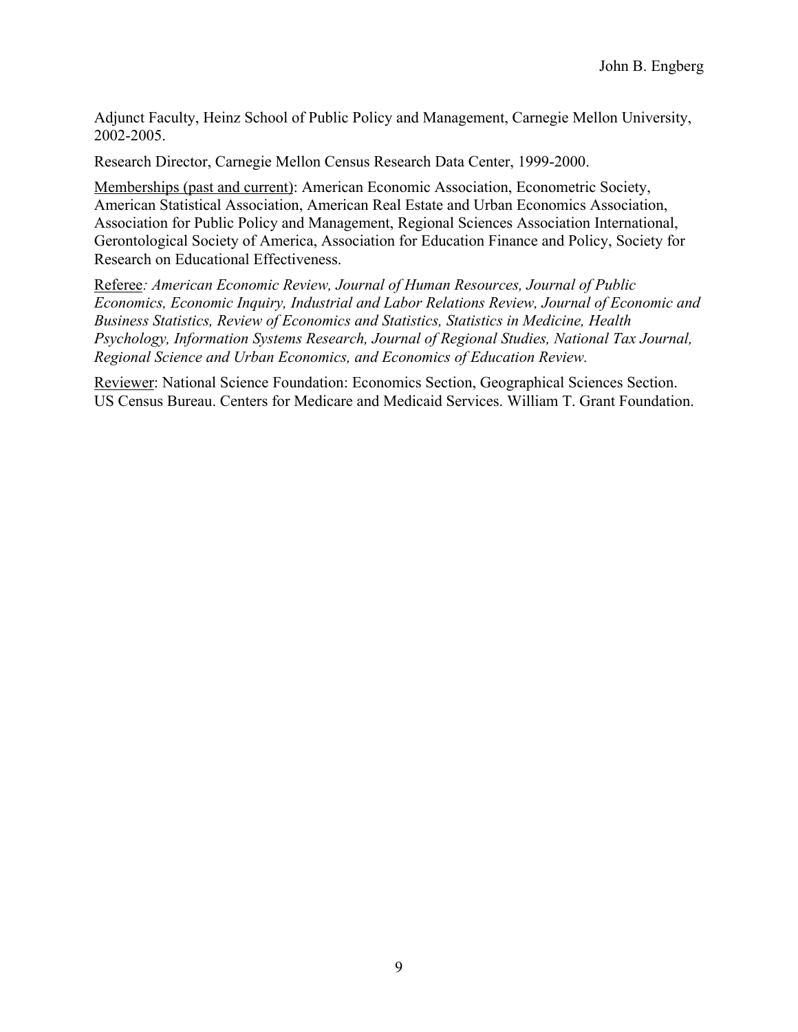Adjunct Faculty, Heinz School of Public Policy and Management, Carnegie Mellon University, 2002-2005.

Research Director, Carnegie Mellon Census Research Data Center, 1999-2000.

<u>Memberships (past and current)</u>: American Economic Association, Econometric Society, American Statistical Association, American Real Estate and Urban Economics Association, Association for Public Policy and Management, Regional Sciences Association International, Gerontological Society of America, Association for Education Finance and Policy, Society for Research on Educational Effectiveness.

<u>Referee</u>*: American Economic Review, Journal of Human Resources, Journal of Public Economics, Economic Inquiry, Industrial and Labor Relations Review, Journal of Economic and Business Statistics, Review of Economics and Statistics, Statistics in Medicine, Health Psychology, Information Systems Research, Journal of Regional Studies, National Tax Journal, Regional Science and Urban Economics, and Economics of Education Review.*

<u>Reviewer</u>: National Science Foundation: Economics Section, Geographical Sciences Section. US Census Bureau. Centers for Medicare and Medicaid Services. William T. Grant Foundation.